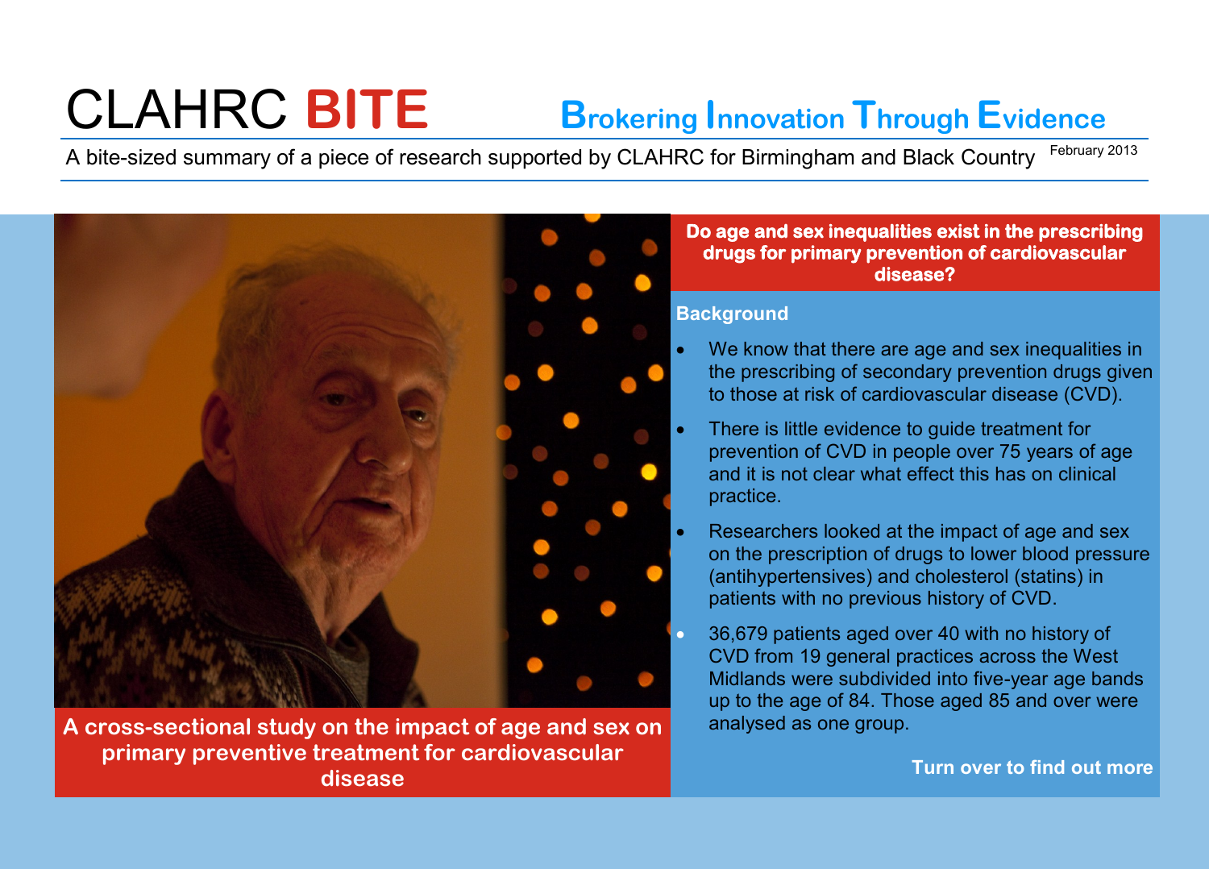# CLAHRC **BITE**

**Brokering Innovation Through Evidence**

A bite-sized summary of a piece of research supported by CLAHRC for Birmingham and Black Country February 2013

**A cross-sectional study on the impact of age and sex on primary preventive treatment for cardiovascular disease**

## Do age and sex inequalities exist in the prescribing drugs for primary prevention of cardiovascular disease?

### Background

- We know that there are age and sex inequalities in the prescribing of secondary prevention drugs given to those at risk of cardiovascular disease (CVD).
- There is little evidence to guide treatment for prevention of CVD in people over 75 years of age and it is not clear what effect this has on clinical practice.
- Researchers looked at the impact of age and sex on the prescription of drugs to lower blood pressure (antihypertensives) and cholesterol (statins) in patients with no previous history of CVD.
- 36,679 patients aged over 40 with no history of CVD from 19 general practices across the West Midlands were subdivided into five-year age bands up to the age of 84. Those aged 85 and over were analysed as one group.

**Turn over to find out more**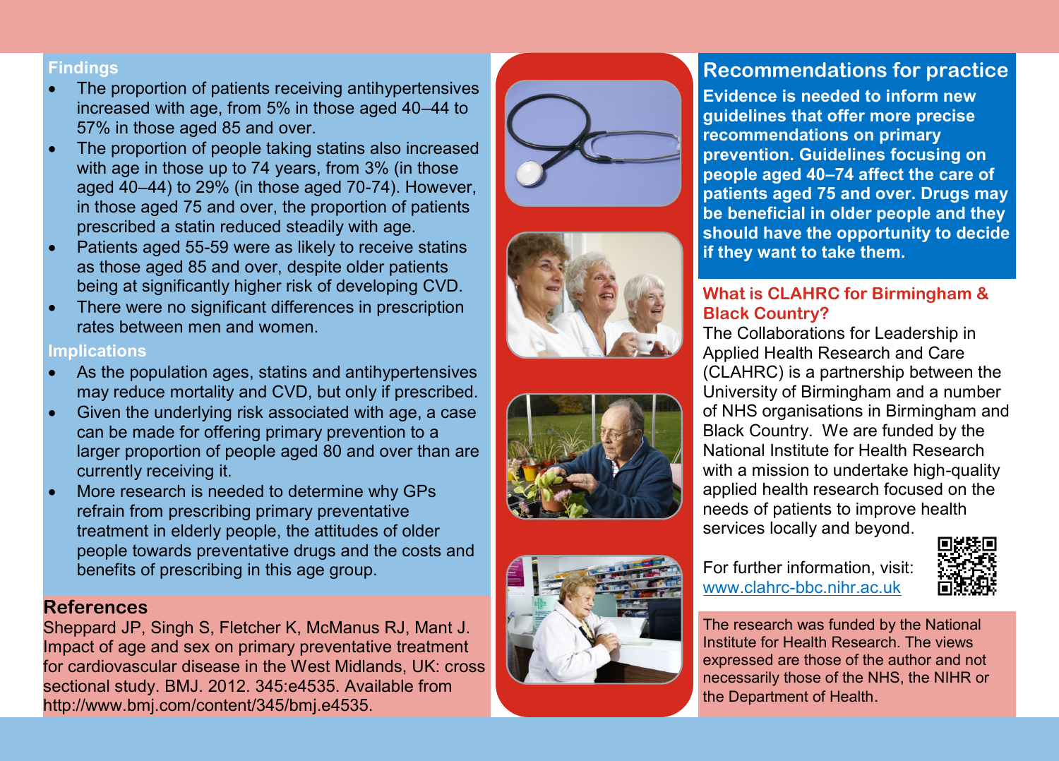## Findings

- The proportion of patients receiving antihypertensives increased with age, from 5% in those aged 40–44 to 57% in those aged 85 and over.
- The proportion of people taking statins also increased with age in those up to 74 years, from 3% (in those aged 40–44) to 29% (in those aged 70-74). However, in those aged 75 and over, the proportion of patients prescribed a statin reduced steadily with age.
- Patients aged 55-59 were as likely to receive statins as those aged 85 and over, despite older patients being at significantly higher risk of developing CVD.
- There were no significant differences in prescription rates between men and women.

## Implications

- As the population ages, statins and antihypertensives may reduce mortality and CVD, but only if prescribed.
- Given the underlying risk associated with age, a case can be made for offering primary prevention to a larger proportion of people aged 80 and over than are currently receiving it.
- More research is needed to determine why GPs refrain from prescribing primary preventative treatment in elderly people, the attitudes of older people towards preventative drugs and the costs and benefits of prescribing in this age group.

## References

Sheppard JP, Singh S, Fletcher K, McManus RJ, Mant J. Impact of age and sex on primary preventative treatment for cardiovascular disease in the West Midlands, UK: cross sectional study. BMJ. 2012. 345:e4535. Available from http://www.bmj.com/content/345/bmj.e4535.

## Recommendations for practice

**Evidence is needed to inform new guidelines that offer more precise recommendations on primary prevention. Guidelines focusing on people aged 40–74 affect the care of patients aged 75 and over. Drugs may be beneficial in older people and they should have the opportunity to decide if they want to take them.**

### What is CLAHRC for Birmingham & Black Country?

The Collaborations for Leadership in Applied Health Research and Care (CLAHRC) is a partnership between the University of Birmingham and a number of NHS organisations in Birmingham and Black Country. We are funded by the National Institute for Health Research with a mission to undertake high-quality applied health research focused on the needs of patients to improve health services locally and beyond.

For further information, visit: www.clahrc-bbc.nihr.ac.uk

The research was funded by the National Institute for Health Research. The views expressed are those of the author and not necessarily those of the NHS, the NIHR or the Department of Health.